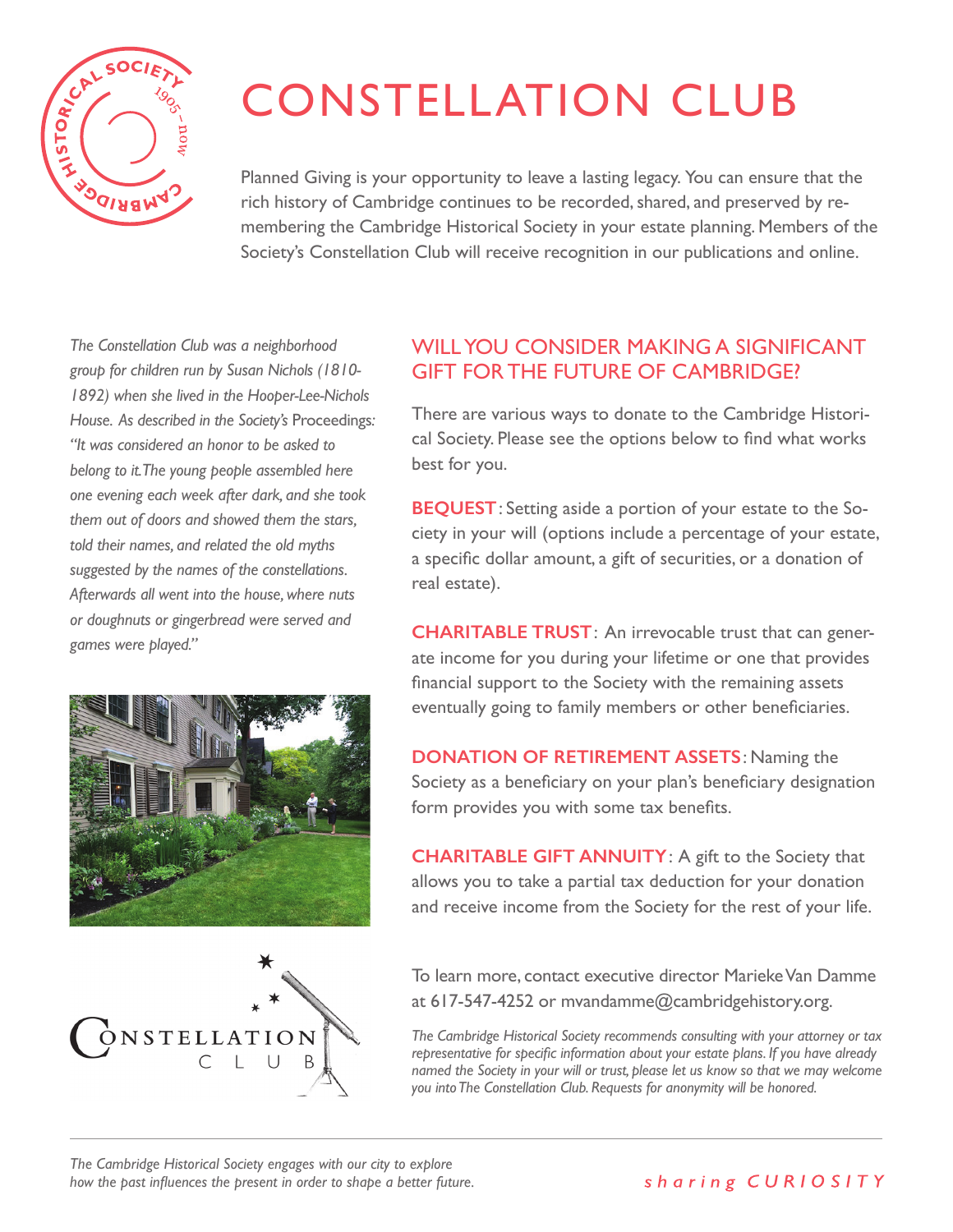# CONSTELLATION CLUB

Planned Giving is your opportunity to leave a lasting legacy. You can ensure that the rich history of Cambridge continues to be recorded, shared, and preserved by remembering the Cambridge Historical Society in your estate planning. Members of the Society's Constellation Club will receive recognition in our publications and online.

*The Constellation Club was a neighborhood group for children run by Susan Nichols (1810-1892) when she lived in the Hooper-Lee-Nichols House. As described in the Society's* Proceedings*: "It was considered an honor to be asked to belong to it. The young people assembled here one evening each week after dark, and she took them out of doors and showed them the stars, told their names, and related the old myths suggested by the names of the constellations. Afterwards all went into the house, where nuts or doughnuts or gingerbread were served and games were played."*

## WILL YOU CONSIDER MAKING A SIGNIFICANT GIFT FOR THE FUTURE OF CAMBRIDGE?

There are various ways to donate to the Cambridge Historical Society. Please see the options below to find what works best for you.

**BEQUEST**: Setting aside a portion of your estate to the Society in your will (options include a percentage of your estate, a specific dollar amount, a gift of securities, or a donation of real estate).

**CHARITABLE TRUST**: An irrevocable trust that can generate income for you during your lifetime or one that provides financial support to the Society with the remaining assets eventually going to family members or other beneficiaries.

**DONATION OF RETIREMENT ASSETS**: Naming the Society as a beneficiary on your plan's beneficiary designation form provides you with some tax benefits.

**CHARITABLE GIFT ANNUITY**: A gift to the Society that allows you to take a partial tax deduction for your donation and receive income from the Society for the rest of your life.

To learn more, contact executive director Marieke Van Damme at 617-547-4252 or mvandamme@cambridgehistory.org.

*The Cambridge Historical Society recommends consulting with your attorney or tax representative for specific information about your estate plans. If you have already named the Society in your will or trust, please let us know so that we may welcome you into The Constellation Club. Requests for anonymity will be honored.*

---

*The Cambridge Historical Society engages with our city to explore how the past influences the present in order to shape a better future.*

*sharing CURIOSITY*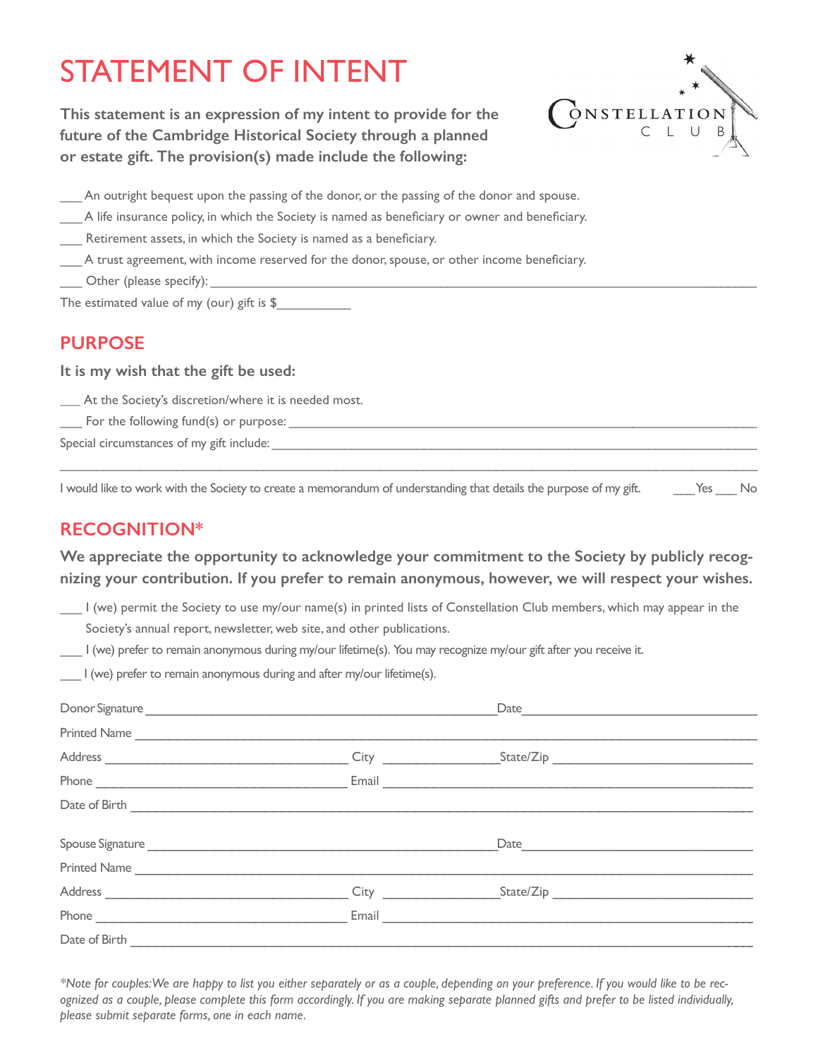# STATEMENT OF INTENT

**This statement is an expression of my intent to provide for the future of the Cambridge Historical Society through a planned or estate gift. The provision(s) made include the following:**

CONSTELLATION CLUB

___ An outright bequest upon the passing of the donor, or the passing of the donor and spouse.

___ A life insurance policy, in which the Society is named as beneficiary or owner and beneficiary.

___ Retirement assets, in which the Society is named as a beneficiary.

___ A trust agreement, with income reserved for the donor, spouse, or other income beneficiary.

___ Other (please specify): ___________________________________________

The estimated value of my (our) gift is $__________

## PURPOSE

**It is my wish that the gift be used:**

___ At the Society's discretion/where it is needed most.

___ For the following fund(s) or purpose: ___________________________________________

Special circumstances of my gift include: ___________________________________________

___________________________________________

I would like to work with the Society to create a memorandum of understanding that details the purpose of my gift. ___Yes ___ No

## RECOGNITION*

**We appreciate the opportunity to acknowledge your commitment to the Society by publicly recognizing your contribution. If you prefer to remain anonymous, however, we will respect your wishes.**

___ I (we) permit the Society to use my/our name(s) in printed lists of Constellation Club members, which may appear in the Society's annual report, newsletter, web site, and other publications.

___ I (we) prefer to remain anonymous during my/our lifetime(s). You may recognize my/our gift after you receive it.

___ I (we) prefer to remain anonymous during and after my/our lifetime(s).

Donor Signature ______________________________ Date ______________________

Printed Name ___________________________________________

Address ______________________ City ____________ State/Zip ______________________

Phone ______________________ Email ___________________________________________

Date of Birth ___________________________________________

Spouse Signature ______________________________ Date ______________________

Printed Name ___________________________________________

Address ______________________ City ____________ State/Zip ______________________

Phone ______________________ Email ___________________________________________

Date of Birth ___________________________________________

*\*Note for couples: We are happy to list you either separately or as a couple, depending on your preference. If you would like to be recognized as a couple, please complete this form accordingly. If you are making separate planned gifts and prefer to be listed individually, please submit separate forms, one in each name.*